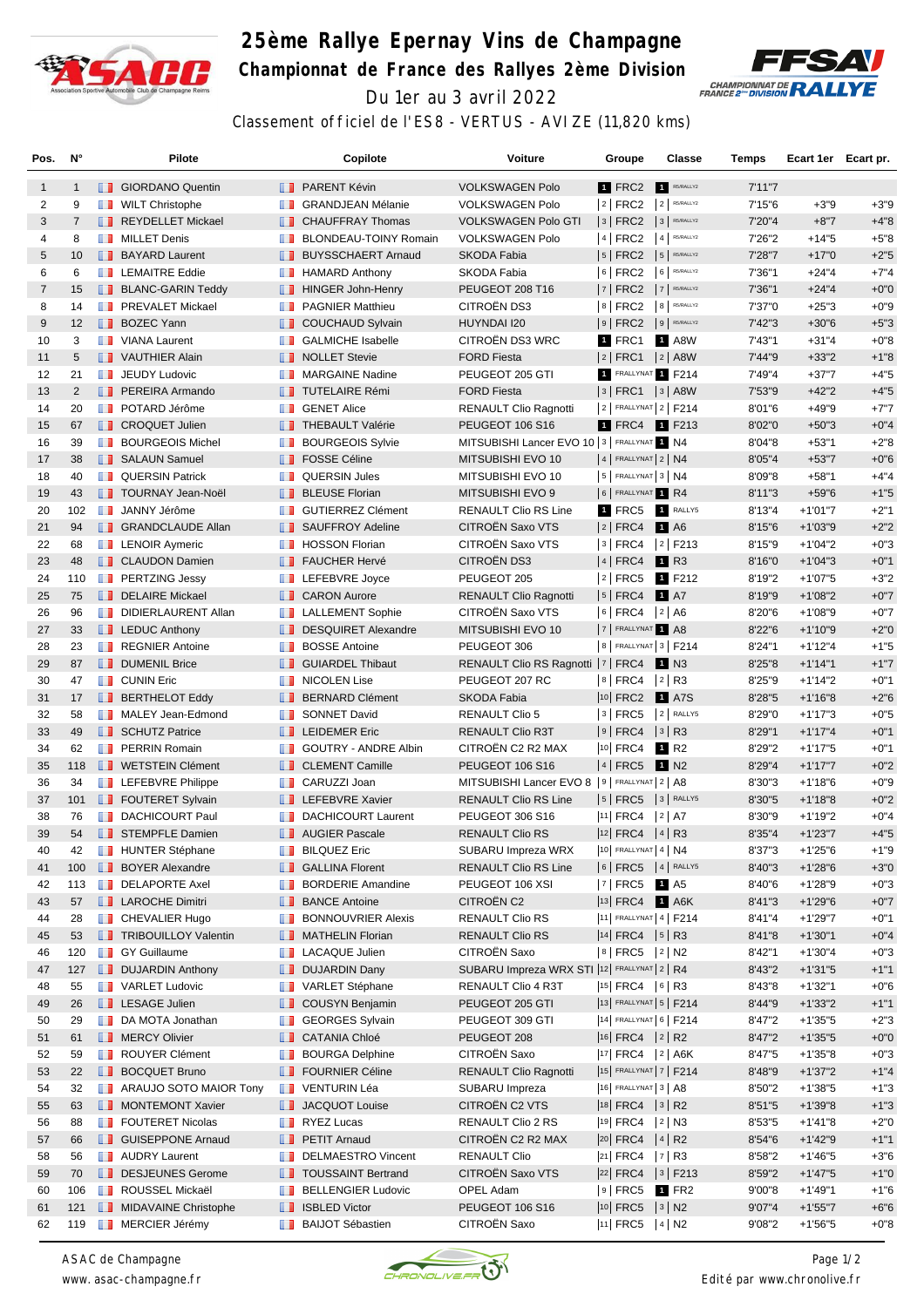# 25ème Rallye Epernay Vins de Champagne

## Championnat de France des Rallyes 2ème Division

Du 1er au 3 avril 2022

Classement officiel de l'ES8 - VERTUS - AVIZE (11,820 kms)

| Pos. | N° | Pilote | Copilote | Voiture | Groupe | Classe | Temps | Ecart 1er | Ecart pr. |
|---|---|---|---|---|---|---|---|---|---|
| 1 | 1 | GIORDANO Quentin | PARENT Kévin | VOLKSWAGEN Polo | 1 FRC2 | 1 R5/RALLY2 | 7'11"7 | | |
| 2 | 9 | WILT Christophe | GRANDJEAN Mélanie | VOLKSWAGEN Polo | 2 FRC2 | 2 R5/RALLY2 | 7'15"6 | +3"9 | +3"9 |
| 3 | 7 | REYDELLET Mickael | CHAUFFRAY Thomas | VOLKSWAGEN Polo GTI | 3 FRC2 | 3 R5/RALLY2 | 7'20"4 | +8"7 | +4"8 |
| 4 | 8 | MILLET Denis | BLONDEAU-TOINY Romain | VOLKSWAGEN Polo | 4 FRC2 | 4 R5/RALLY2 | 7'26"2 | +14"5 | +5"8 |
| 5 | 10 | BAYARD Laurent | BUYSSCHAERT Arnaud | SKODA Fabia | 5 FRC2 | 5 R5/RALLY2 | 7'28"7 | +17"0 | +2"5 |
| 6 | 6 | LEMAITRE Eddie | HAMARD Anthony | SKODA Fabia | 6 FRC2 | 6 R5/RALLY2 | 7'36"1 | +24"4 | +7"4 |
| 7 | 15 | BLANC-GARIN Teddy | HINGER John-Henry | PEUGEOT 208 T16 | 7 FRC2 | 7 R5/RALLY2 | 7'36"1 | +24"4 | +0"0 |
| 8 | 14 | PREVALET Mickael | PAGNIER Matthieu | CITROËN DS3 | 8 FRC2 | 8 R5/RALLY2 | 7'37"0 | +25"3 | +0"9 |
| 9 | 12 | BOZEC Yann | COUCHAUD Sylvain | HUYNDAI I20 | 9 FRC2 | 9 R5/RALLY2 | 7'42"3 | +30"6 | +5"3 |
| 10 | 3 | VIANA Laurent | GALMICHE Isabelle | CITROËN DS3 WRC | 1 FRC1 | 1 A8W | 7'43"1 | +31"4 | +0"8 |
| 11 | 5 | VAUTHIER Alain | NOLLET Stevie | FORD Fiesta | 2 FRC1 | 2 A8W | 7'44"9 | +33"2 | +1"8 |
| 12 | 21 | JEUDY Ludovic | MARGAINE Nadine | PEUGEOT 205 GTI | 1 FRALLYNAT | 1 F214 | 7'49"4 | +37"7 | +4"5 |
| 13 | 2 | PEREIRA Armando | TUTELAIRE Rémi | FORD Fiesta | 3 FRC1 | 3 A8W | 7'53"9 | +42"2 | +4"5 |
| 14 | 20 | POTARD Jérôme | GENET Alice | RENAULT Clio Ragnotti | 2 FRALLYNAT | 2 F214 | 8'01"6 | +49"9 | +7"7 |
| 15 | 67 | CROQUET Julien | THEBAULT Valérie | PEUGEOT 106 S16 | 1 FRC4 | 1 F213 | 8'02"0 | +50"3 | +0"4 |
| 16 | 39 | BOURGEOIS Michel | BOURGEOIS Sylvie | MITSUBISHI Lancer EVO 10 | 3 FRALLYNAT | 1 N4 | 8'04"8 | +53"1 | +2"8 |
| 17 | 38 | SALAUN Samuel | FOSSE Céline | MITSUBISHI EVO 10 | 4 FRALLYNAT | 2 N4 | 8'05"4 | +53"7 | +0"6 |
| 18 | 40 | QUERSIN Patrick | QUERSIN Jules | MITSUBISHI EVO 10 | 5 FRALLYNAT | 3 N4 | 8'09"8 | +58"1 | +4"4 |
| 19 | 43 | TOURNAY Jean-Noël | BLEUSE Florian | MITSUBISHI EVO 9 | 6 FRALLYNAT | 1 R4 | 8'11"3 | +59"6 | +1"5 |
| 20 | 102 | JANNY Jérôme | GUTIERREZ Clément | RENAULT Clio RS Line | 1 FRC5 | 1 RALLY5 | 8'13"4 | +1'01"7 | +2"1 |
| 21 | 94 | GRANDCLAUDE Allan | SAUFFROY Adeline | CITROËN Saxo VTS | 2 FRC4 | 1 A6 | 8'15"6 | +1'03"9 | +2"2 |
| 22 | 68 | LENOIR Aymeric | HOSSON Florian | CITROËN Saxo VTS | 3 FRC4 | 2 F213 | 8'15"9 | +1'04"2 | +0"3 |
| 23 | 48 | CLAUDON Damien | FAUCHER Hervé | CITROËN DS3 | 4 FRC4 | 1 R3 | 8'16"0 | +1'04"3 | +0"1 |
| 24 | 110 | PERTZING Jessy | LEFEBVRE Joyce | PEUGEOT 205 | 2 FRC5 | 1 F212 | 8'19"2 | +1'07"5 | +3"2 |
| 25 | 75 | DELAIRE Mickael | CARON Aurore | RENAULT Clio Ragnotti | 5 FRC4 | 1 A7 | 8'19"9 | +1'08"2 | +0"7 |
| 26 | 96 | DIDIERLAURENT Allan | LALLEMENT Sophie | CITROËN Saxo VTS | 6 FRC4 | 2 A6 | 8'20"6 | +1'08"9 | +0"7 |
| 27 | 33 | LEDUC Anthony | DESQUIRET Alexandre | MITSUBISHI EVO 10 | 7 FRALLYNAT | 1 A8 | 8'22"6 | +1'10"9 | +2"0 |
| 28 | 23 | REGNIER Antoine | BOSSE Antoine | PEUGEOT 306 | 8 FRALLYNAT | 3 F214 | 8'24"1 | +1'12"4 | +1"5 |
| 29 | 87 | DUMENIL Brice | GUIARDEL Thibaut | RENAULT Clio RS Ragnotti | 7 FRC4 | 1 N3 | 8'25"8 | +1'14"1 | +1"7 |
| 30 | 47 | CUNIN Eric | NICOLEN Lise | PEUGEOT 207 RC | 8 FRC4 | 2 R3 | 8'25"9 | +1'14"2 | +0"1 |
| 31 | 17 | BERTHELOT Eddy | BERNARD Clément | SKODA Fabia | 10 FRC2 | 1 A7S | 8'28"5 | +1'16"8 | +2"6 |
| 32 | 58 | MALEY Jean-Edmond | SONNET David | RENAULT Clio 5 | 3 FRC5 | 2 RALLY5 | 8'29"0 | +1'17"3 | +0"5 |
| 33 | 49 | SCHUTZ Patrice | LEIDEMER Eric | RENAULT Clio R3T | 9 FRC4 | 3 R3 | 8'29"1 | +1'17"4 | +0"1 |
| 34 | 62 | PERRIN Romain | GOUTRY - ANDRE Albin | CITROËN C2 R2 MAX | 10 FRC4 | 1 R2 | 8'29"2 | +1'17"5 | +0"1 |
| 35 | 118 | WETSTEIN Clément | CLEMENT Camille | PEUGEOT 106 S16 | 4 FRC5 | 1 N2 | 8'29"4 | +1'17"7 | +0"2 |
| 36 | 34 | LEFEBVRE Philippe | CARUZZI Joan | MITSUBISHI Lancer EVO 8 | 9 FRALLYNAT | 2 A8 | 8'30"3 | +1'18"6 | +0"9 |
| 37 | 101 | FOUTERET Sylvain | LEFEBVRE Xavier | RENAULT Clio RS Line | 5 FRC5 | 3 RALLY5 | 8'30"5 | +1'18"8 | +0"2 |
| 38 | 76 | DACHICOURT Paul | DACHICOURT Laurent | PEUGEOT 306 S16 | 11 FRC4 | 2 A7 | 8'30"9 | +1'19"2 | +0"4 |
| 39 | 54 | STEMPFLE Damien | AUGIER Pascale | RENAULT Clio RS | 12 FRC4 | 4 R3 | 8'35"4 | +1'23"7 | +4"5 |
| 40 | 42 | HUNTER Stéphane | BILQUEZ Eric | SUBARU Impreza WRX | 10 FRALLYNAT | 4 N4 | 8'37"3 | +1'25"6 | +1"9 |
| 41 | 100 | BOYER Alexandre | GALLINA Florent | RENAULT Clio RS Line | 6 FRC5 | 4 RALLY5 | 8'40"3 | +1'28"6 | +3"0 |
| 42 | 113 | DELAPORTE Axel | BORDERIE Amandine | PEUGEOT 106 XSI | 7 FRC5 | 1 A5 | 8'40"6 | +1'28"9 | +0"3 |
| 43 | 57 | LAROCHE Dimitri | BANCE Antoine | CITROËN C2 | 13 FRC4 | 1 A6K | 8'41"3 | +1'29"6 | +0"7 |
| 44 | 28 | CHEVALIER Hugo | BONNOUVRIER Alexis | RENAULT Clio RS | 11 FRALLYNAT | 4 F214 | 8'41"4 | +1'29"7 | +0"1 |
| 45 | 53 | TRIBOUILLOY Valentin | MATHELIN Florian | RENAULT Clio RS | 14 FRC4 | 5 R3 | 8'41"8 | +1'30"1 | +0"4 |
| 46 | 120 | GY Guillaume | LACAQUE Julien | CITROËN Saxo | 8 FRC5 | 2 N2 | 8'42"1 | +1'30"4 | +0"3 |
| 47 | 127 | DUJARDIN Anthony | DUJARDIN Dany | SUBARU Impreza WRX STI | 12 FRALLYNAT | 2 R4 | 8'43"2 | +1'31"5 | +1"1 |
| 48 | 55 | VARLET Ludovic | VARLET Stéphane | RENAULT Clio 4 R3T | 15 FRC4 | 6 R3 | 8'43"8 | +1'32"1 | +0"6 |
| 49 | 26 | LESAGE Julien | COUSYN Benjamin | PEUGEOT 205 GTI | 13 FRALLYNAT | 5 F214 | 8'44"9 | +1'33"2 | +1"1 |
| 50 | 29 | DA MOTA Jonathan | GEORGES Sylvain | PEUGEOT 309 GTI | 14 FRALLYNAT | 6 F214 | 8'47"2 | +1'35"5 | +2"3 |
| 51 | 61 | MERCY Olivier | CATANIA Chloé | PEUGEOT 208 | 16 FRC4 | 2 R2 | 8'47"2 | +1'35"5 | +0"0 |
| 52 | 59 | ROUYER Clément | BOURGA Delphine | CITROËN Saxo | 17 FRC4 | 2 A6K | 8'47"5 | +1'35"8 | +0"3 |
| 53 | 22 | BOCQUET Bruno | FOURNIER Céline | RENAULT Clio Ragnotti | 15 FRALLYNAT | 7 F214 | 8'48"9 | +1'37"2 | +1"4 |
| 54 | 32 | ARAUJO SOTO MAIOR Tony | VENTURIN Léa | SUBARU Impreza | 16 FRALLYNAT | 3 A8 | 8'50"2 | +1'38"5 | +1"3 |
| 55 | 63 | MONTEMONT Xavier | JACQUOT Louise | CITROËN C2 VTS | 18 FRC4 | 3 R2 | 8'51"5 | +1'39"8 | +1"3 |
| 56 | 88 | FOUTERET Nicolas | RYEZ Lucas | RENAULT Clio 2 RS | 19 FRC4 | 2 N3 | 8'53"5 | +1'41"8 | +2"0 |
| 57 | 66 | GUISEPPONE Arnaud | PETIT Arnaud | CITROËN C2 R2 MAX | 20 FRC4 | 4 R2 | 8'54"6 | +1'42"9 | +1"1 |
| 58 | 56 | AUDRY Laurent | DELMAESTRO Vincent | RENAULT Clio | 21 FRC4 | 7 R3 | 8'58"2 | +1'46"5 | +3"6 |
| 59 | 70 | DESJEUNES Gerome | TOUSSAINT Bertrand | CITROËN Saxo VTS | 22 FRC4 | 3 F213 | 8'59"2 | +1'47"5 | +1"0 |
| 60 | 106 | ROUSSEL Mickaël | BELLENGIER Ludovic | OPEL Adam | 9 FRC5 | 1 FR2 | 9'00"8 | +1'49"1 | +1"6 |
| 61 | 121 | MIDAVAINE Christophe | ISBLED Victor | PEUGEOT 106 S16 | 10 FRC5 | 3 N2 | 9'07"4 | +1'55"7 | +6"6 |
| 62 | 119 | MERCIER Jérémy | BAIJOT Sébastien | CITROËN Saxo | 11 FRC5 | 4 N2 | 9'08"2 | +1'56"5 | +0"8 |

ASAC de Champagne
www.asac-champagne.fr

Edité par www.chronolive.fr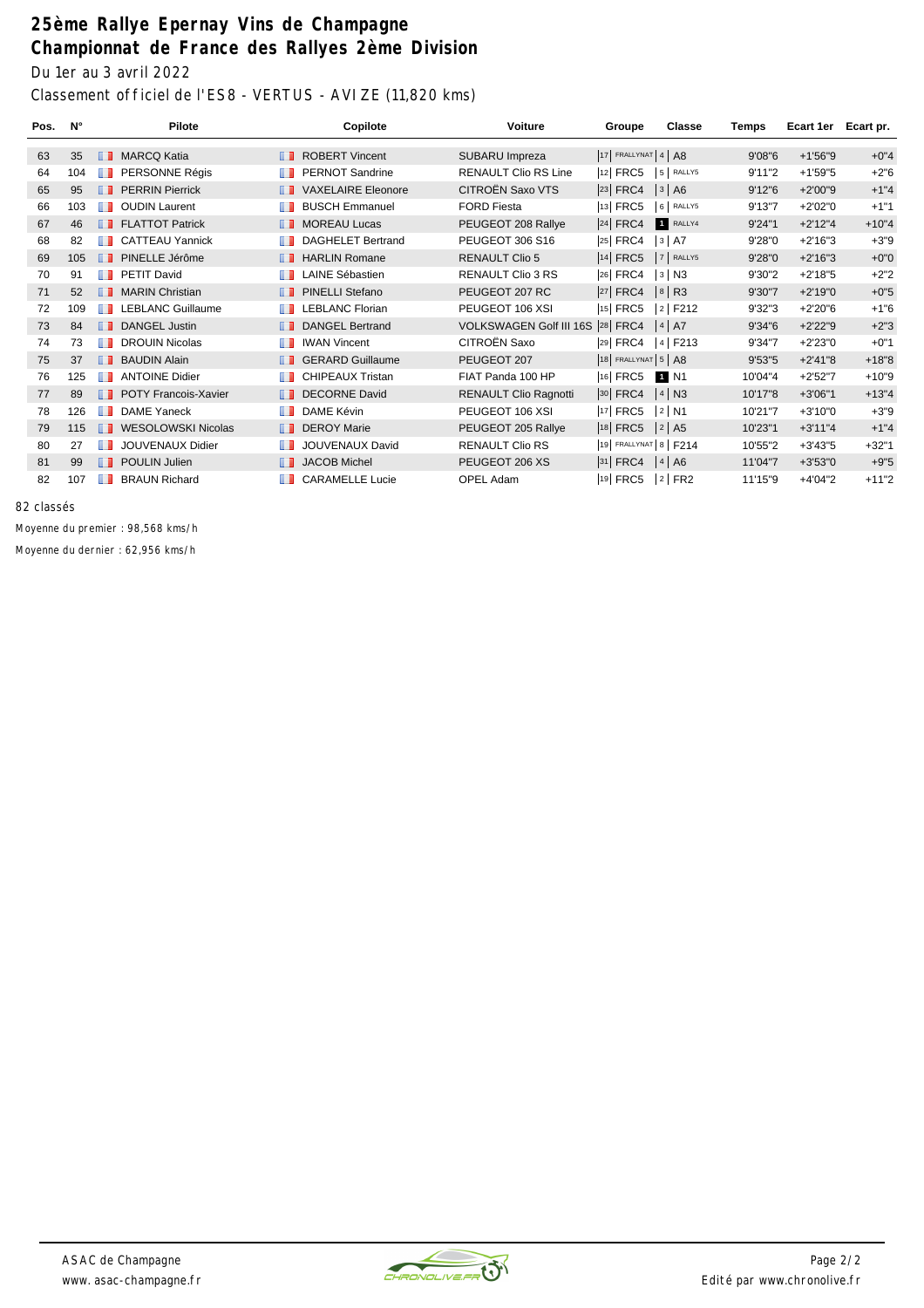# 25ème Rallye Epernay Vins de Champagne

## Championnat de France des Rallyes 2ème Division

Du 1er au 3 avril 2022

Classement officiel de l'ES8 - VERTUS - AVIZE (11,820 kms)

| Pos. | N° | Pilote | Copilote | Voiture | Groupe | Classe | Temps | Ecart 1er | Ecart pr. |
|---|---|---|---|---|---|---|---|---|---|
| 63 | 35 | MARCQ Katia | ROBERT Vincent | SUBARU Impreza | 17 FRALLYNAT | 4 A8 | 9'08"6 | +1'56"9 | +0"4 |
| 64 | 104 | PERSONNE Régis | PERNOT Sandrine | RENAULT Clio RS Line | 12 FRC5 | 5 RALLY5 | 9'11"2 | +1'59"5 | +2"6 |
| 65 | 95 | PERRIN Pierrick | VAXELAIRE Eleonore | CITROËN Saxo VTS | 23 FRC4 | 3 A6 | 9'12"6 | +2'00"9 | +1"4 |
| 66 | 103 | OUDIN Laurent | BUSCH Emmanuel | FORD Fiesta | 13 FRC5 | 6 RALLY5 | 9'13"7 | +2'02"0 | +1"1 |
| 67 | 46 | FLATTOT Patrick | MOREAU Lucas | PEUGEOT 208 Rallye | 24 FRC4 | 1 RALLY4 | 9'24"1 | +2'12"4 | +10"4 |
| 68 | 82 | CATTEAU Yannick | DAGHELET Bertrand | PEUGEOT 306 S16 | 25 FRC4 | 3 A7 | 9'28"0 | +2'16"3 | +3"9 |
| 69 | 105 | PINELLE Jérôme | HARLIN Romane | RENAULT Clio 5 | 14 FRC5 | 7 RALLY5 | 9'28"0 | +2'16"3 | +0"0 |
| 70 | 91 | PETIT David | LAINE Sébastien | RENAULT Clio 3 RS | 26 FRC4 | 3 N3 | 9'30"2 | +2'18"5 | +2"2 |
| 71 | 52 | MARIN Christian | PINELLI Stefano | PEUGEOT 207 RC | 27 FRC4 | 8 R3 | 9'30"7 | +2'19"0 | +0"5 |
| 72 | 109 | LEBLANC Guillaume | LEBLANC Florian | PEUGEOT 106 XSI | 15 FRC5 | 2 F212 | 9'32"3 | +2'20"6 | +1"6 |
| 73 | 84 | DANGEL Justin | DANGEL Bertrand | VOLKSWAGEN Golf III 16S | 28 FRC4 | 4 A7 | 9'34"6 | +2'22"9 | +2"3 |
| 74 | 73 | DROUIN Nicolas | IWAN Vincent | CITROËN Saxo | 29 FRC4 | 4 F213 | 9'34"7 | +2'23"0 | +0"1 |
| 75 | 37 | BAUDIN Alain | GERARD Guillaume | PEUGEOT 207 | 18 FRALLYNAT | 5 A8 | 9'53"5 | +2'41"8 | +18"8 |
| 76 | 125 | ANTOINE Didier | CHIPEAUX Tristan | FIAT Panda 100 HP | 16 FRC5 | 1 N1 | 10'04"4 | +2'52"7 | +10"9 |
| 77 | 89 | POTY Francois-Xavier | DECORNE David | RENAULT Clio Ragnotti | 30 FRC4 | 4 N3 | 10'17"8 | +3'06"1 | +13"4 |
| 78 | 126 | DAME Yaneck | DAME Kévin | PEUGEOT 106 XSI | 17 FRC5 | 2 N1 | 10'21"7 | +3'10"0 | +3"9 |
| 79 | 115 | WESOLOWSKI Nicolas | DEROY Marie | PEUGEOT 205 Rallye | 18 FRC5 | 2 A5 | 10'23"1 | +3'11"4 | +1"4 |
| 80 | 27 | JOUVENAUX Didier | JOUVENAUX David | RENAULT Clio RS | 19 FRALLYNAT | 8 F214 | 10'55"2 | +3'43"5 | +32"1 |
| 81 | 99 | POULIN Julien | JACOB Michel | PEUGEOT 206 XS | 31 FRC4 | 4 A6 | 11'04"7 | +3'53"0 | +9"5 |
| 82 | 107 | BRAUN Richard | CARAMELLE Lucie | OPEL Adam | 19 FRC5 | 2 FR2 | 11'15"9 | +4'04"2 | +11"2 |

82 classés

Moyenne du premier : 98,568 kms/h

Moyenne du dernier : 62,956 kms/h

ASAC de Champagne
www.asac-champagne.fr

Edité par www.chronolive.fr